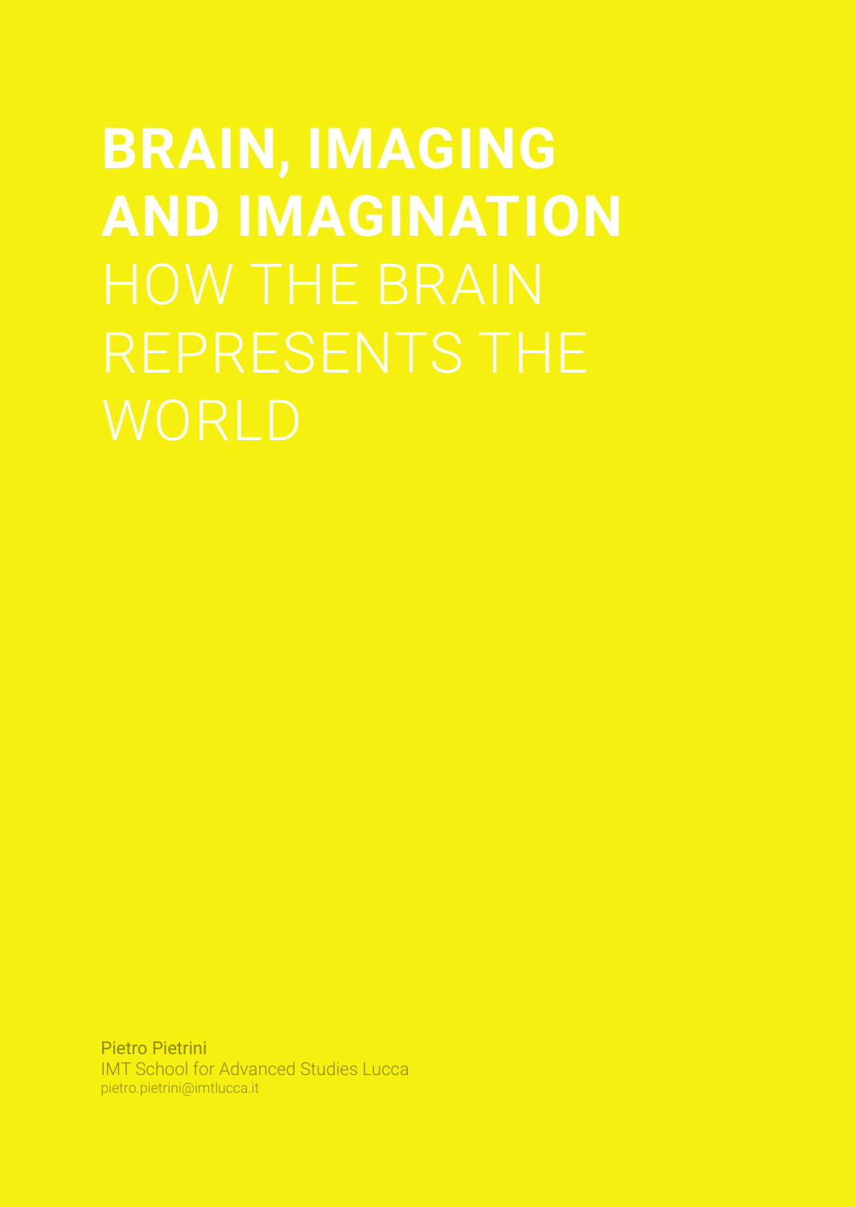# BRAIN, IMAGING AND IMAGINATION

## HOW THE BRAIN REPRESENTS THE WORLD

Pietro Pietrini
IMT School for Advanced Studies Lucca
pietro.pietrini@imtlucca.it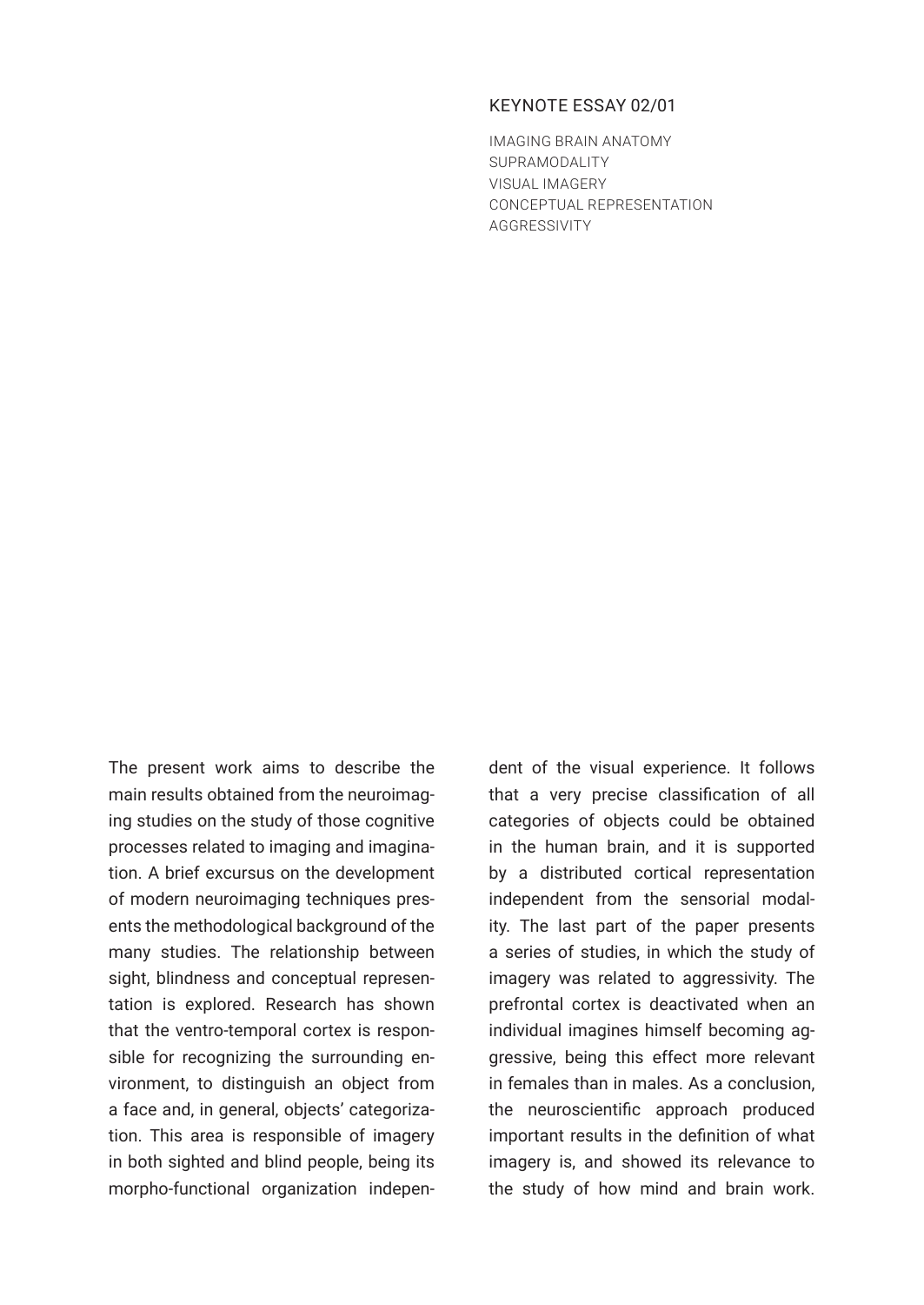KEYNOTE ESSAY 02/01

IMAGING BRAIN ANATOMY
SUPRAMODALITY
VISUAL IMAGERY
CONCEPTUAL REPRESENTATION
AGGRESSIVITY

The present work aims to describe the main results obtained from the neuroimaging studies on the study of those cognitive processes related to imaging and imagination. A brief excursus on the development of modern neuroimaging techniques presents the methodological background of the many studies. The relationship between sight, blindness and conceptual representation is explored. Research has shown that the ventro-temporal cortex is responsible for recognizing the surrounding environment, to distinguish an object from a face and, in general, objects' categorization. This area is responsible of imagery in both sighted and blind people, being its morpho-functional organization independent of the visual experience. It follows that a very precise classification of all categories of objects could be obtained in the human brain, and it is supported by a distributed cortical representation independent from the sensorial modality. The last part of the paper presents a series of studies, in which the study of imagery was related to aggressivity. The prefrontal cortex is deactivated when an individual imagines himself becoming aggressive, being this effect more relevant in females than in males. As a conclusion, the neuroscientific approach produced important results in the definition of what imagery is, and showed its relevance to the study of how mind and brain work.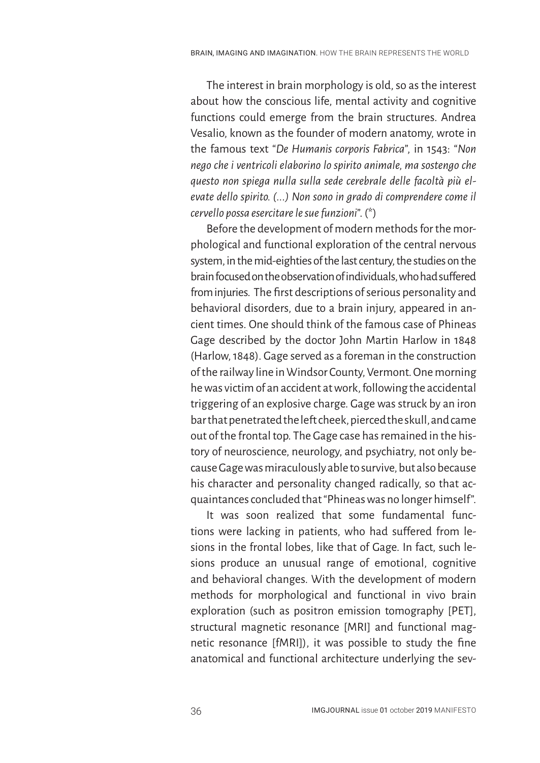The interest in brain morphology is old, so as the interest about how the conscious life, mental activity and cognitive functions could emerge from the brain structures. Andrea Vesalio, known as the founder of modern anatomy, wrote in the famous text "*De Humanis corporis Fabrica*", in 1543: "*Non nego che i ventricoli elaborino lo spirito animale, ma sostengo che questo non spiega nulla sulla sede cerebrale delle facoltà più elevate dello spirito. (...) Non sono in grado di comprendere come il cervello possa esercitare le sue funzioni*". (*)

Before the development of modern methods for the morphological and functional exploration of the central nervous system, in the mid-eighties of the last century, the studies on the brain focused on the observation of individuals, who had suffered from injuries. The first descriptions of serious personality and behavioral disorders, due to a brain injury, appeared in ancient times. One should think of the famous case of Phineas Gage described by the doctor John Martin Harlow in 1848 (Harlow, 1848). Gage served as a foreman in the construction of the railway line in Windsor County, Vermont. One morning he was victim of an accident at work, following the accidental triggering of an explosive charge. Gage was struck by an iron bar that penetrated the left cheek, pierced the skull, and came out of the frontal top. The Gage case has remained in the history of neuroscience, neurology, and psychiatry, not only because Gage was miraculously able to survive, but also because his character and personality changed radically, so that acquaintances concluded that "Phineas was no longer himself".

It was soon realized that some fundamental functions were lacking in patients, who had suffered from lesions in the frontal lobes, like that of Gage. In fact, such lesions produce an unusual range of emotional, cognitive and behavioral changes. With the development of modern methods for morphological and functional in vivo brain exploration (such as positron emission tomography [PET], structural magnetic resonance [MRI] and functional magnetic resonance [fMRI]), it was possible to study the fine anatomical and functional architecture underlying the sev-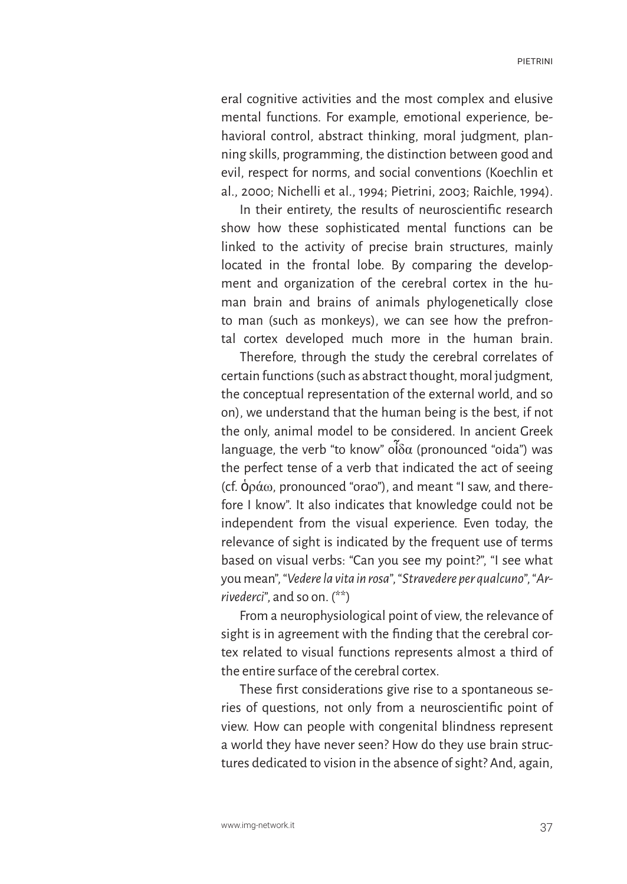eral cognitive activities and the most complex and elusive mental functions. For example, emotional experience, behavioral control, abstract thinking, moral judgment, planning skills, programming, the distinction between good and evil, respect for norms, and social conventions (Koechlin et al., 2000; Nichelli et al., 1994; Pietrini, 2003; Raichle, 1994).

In their entirety, the results of neuroscientific research show how these sophisticated mental functions can be linked to the activity of precise brain structures, mainly located in the frontal lobe. By comparing the development and organization of the cerebral cortex in the human brain and brains of animals phylogenetically close to man (such as monkeys), we can see how the prefrontal cortex developed much more in the human brain.

Therefore, through the study the cerebral correlates of certain functions (such as abstract thought, moral judgment, the conceptual representation of the external world, and so on), we understand that the human being is the best, if not the only, animal model to be considered. In ancient Greek language, the verb "to know" οἶδα (pronounced "oida") was the perfect tense of a verb that indicated the act of seeing (cf. ὁράω, pronounced "orao"), and meant "I saw, and therefore I know". It also indicates that knowledge could not be independent from the visual experience. Even today, the relevance of sight is indicated by the frequent use of terms based on visual verbs: "Can you see my point?", "I see what you mean", "*Vedere la vita in rosa*", "*Stravedere per qualcuno*", "*Arrivederci*", and so on. (**)

From a neurophysiological point of view, the relevance of sight is in agreement with the finding that the cerebral cortex related to visual functions represents almost a third of the entire surface of the cerebral cortex.

These first considerations give rise to a spontaneous series of questions, not only from a neuroscientific point of view. How can people with congenital blindness represent a world they have never seen? How do they use brain structures dedicated to vision in the absence of sight? And, again,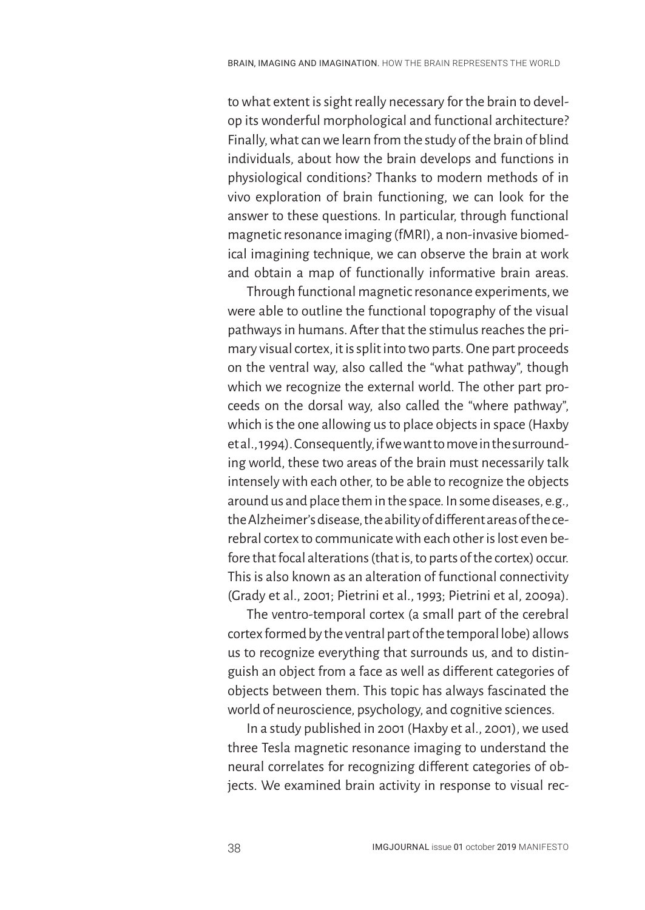to what extent is sight really necessary for the brain to develop its wonderful morphological and functional architecture? Finally, what can we learn from the study of the brain of blind individuals, about how the brain develops and functions in physiological conditions? Thanks to modern methods of in vivo exploration of brain functioning, we can look for the answer to these questions. In particular, through functional magnetic resonance imaging (fMRI), a non-invasive biomedical imagining technique, we can observe the brain at work and obtain a map of functionally informative brain areas.

Through functional magnetic resonance experiments, we were able to outline the functional topography of the visual pathways in humans. After that the stimulus reaches the primary visual cortex, it is split into two parts. One part proceeds on the ventral way, also called the "what pathway", though which we recognize the external world. The other part proceeds on the dorsal way, also called the "where pathway", which is the one allowing us to place objects in space (Haxby et al., 1994). Consequently, if we want to move in the surrounding world, these two areas of the brain must necessarily talk intensely with each other, to be able to recognize the objects around us and place them in the space. In some diseases, e.g., the Alzheimer's disease, the ability of different areas of the cerebral cortex to communicate with each other is lost even before that focal alterations (that is, to parts of the cortex) occur. This is also known as an alteration of functional connectivity (Grady et al., 2001; Pietrini et al., 1993; Pietrini et al, 2009a).

The ventro-temporal cortex (a small part of the cerebral cortex formed by the ventral part of the temporal lobe) allows us to recognize everything that surrounds us, and to distinguish an object from a face as well as different categories of objects between them. This topic has always fascinated the world of neuroscience, psychology, and cognitive sciences.

In a study published in 2001 (Haxby et al., 2001), we used three Tesla magnetic resonance imaging to understand the neural correlates for recognizing different categories of objects. We examined brain activity in response to visual rec-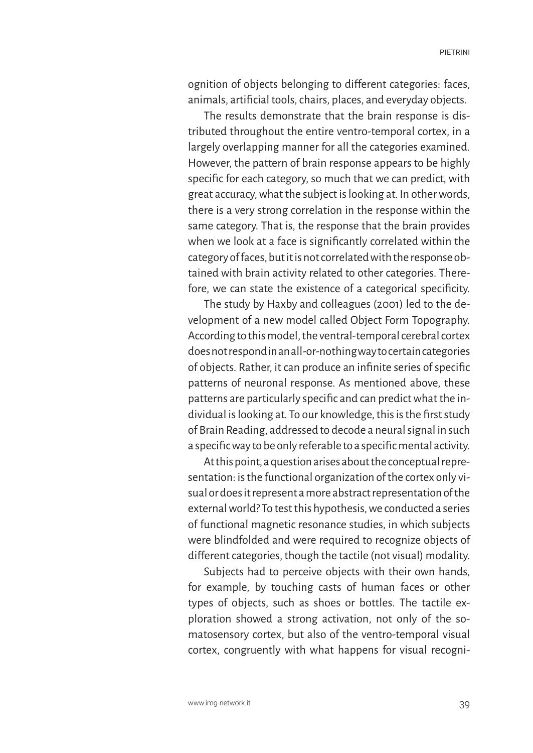ognition of objects belonging to different categories: faces, animals, artificial tools, chairs, places, and everyday objects.

The results demonstrate that the brain response is distributed throughout the entire ventro-temporal cortex, in a largely overlapping manner for all the categories examined. However, the pattern of brain response appears to be highly specific for each category, so much that we can predict, with great accuracy, what the subject is looking at. In other words, there is a very strong correlation in the response within the same category. That is, the response that the brain provides when we look at a face is significantly correlated within the category of faces, but it is not correlated with the response obtained with brain activity related to other categories. Therefore, we can state the existence of a categorical specificity.

The study by Haxby and colleagues (2001) led to the development of a new model called Object Form Topography. According to this model, the ventral-temporal cerebral cortex does not respond in an all-or-nothing way to certain categories of objects. Rather, it can produce an infinite series of specific patterns of neuronal response. As mentioned above, these patterns are particularly specific and can predict what the individual is looking at. To our knowledge, this is the first study of Brain Reading, addressed to decode a neural signal in such a specific way to be only referable to a specific mental activity.

At this point, a question arises about the conceptual representation: is the functional organization of the cortex only visual or does it represent a more abstract representation of the external world? To test this hypothesis, we conducted a series of functional magnetic resonance studies, in which subjects were blindfolded and were required to recognize objects of different categories, though the tactile (not visual) modality.

Subjects had to perceive objects with their own hands, for example, by touching casts of human faces or other types of objects, such as shoes or bottles. The tactile exploration showed a strong activation, not only of the somatosensory cortex, but also of the ventro-temporal visual cortex, congruently with what happens for visual recogni-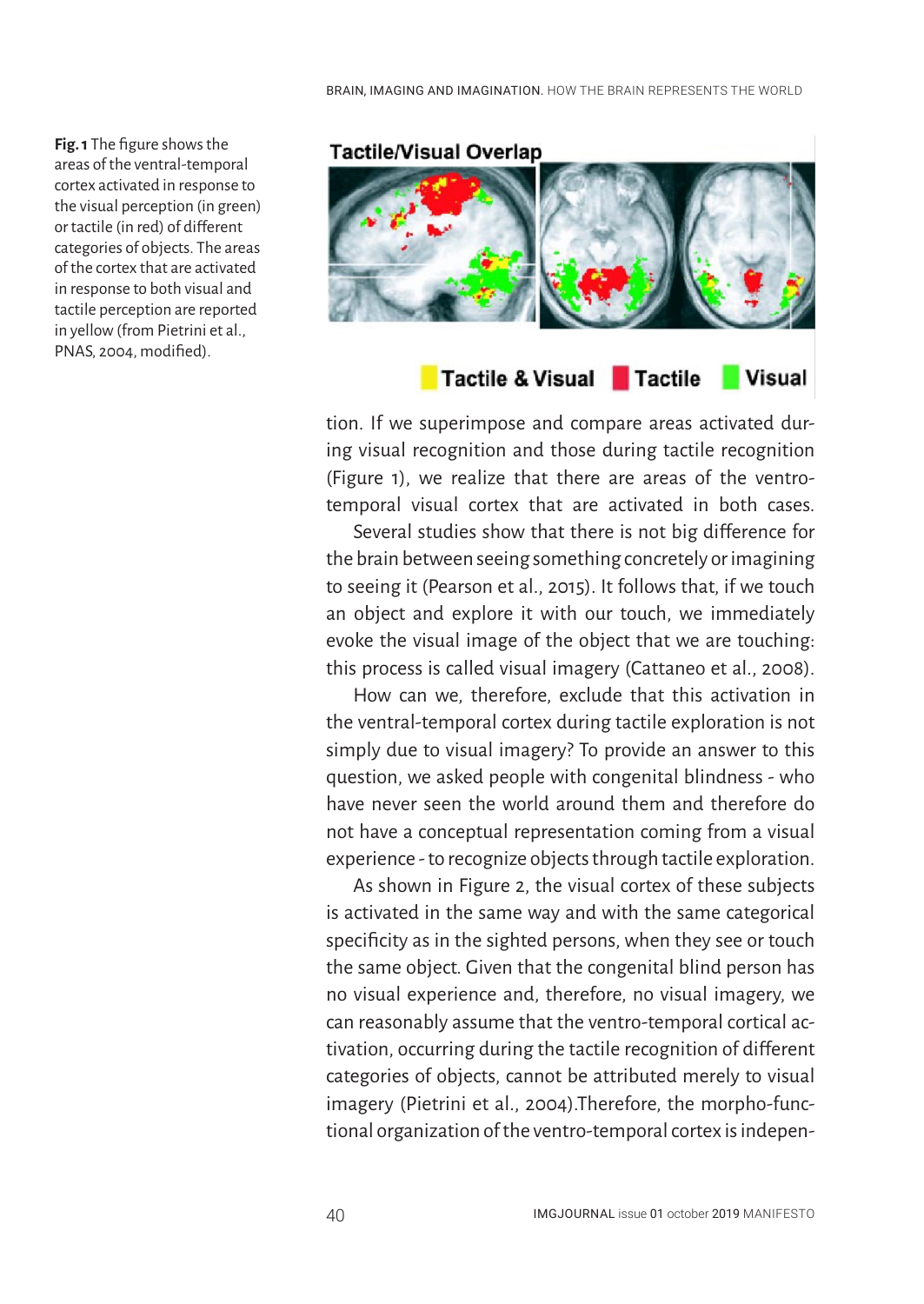**Fig. 1** The figure shows the areas of the ventral-temporal cortex activated in response to the visual perception (in green) or tactile (in red) of different categories of objects. The areas of the cortex that are activated in response to both visual and tactile perception are reported in yellow (from Pietrini et al., PNAS, 2004, modified).

tion. If we superimpose and compare areas activated during visual recognition and those during tactile recognition (Figure 1), we realize that there are areas of the ventro-temporal visual cortex that are activated in both cases.

Several studies show that there is not big difference for the brain between seeing something concretely or imagining to seeing it (Pearson et al., 2015). It follows that, if we touch an object and explore it with our touch, we immediately evoke the visual image of the object that we are touching: this process is called visual imagery (Cattaneo et al., 2008).

How can we, therefore, exclude that this activation in the ventral-temporal cortex during tactile exploration is not simply due to visual imagery? To provide an answer to this question, we asked people with congenital blindness - who have never seen the world around them and therefore do not have a conceptual representation coming from a visual experience - to recognize objects through tactile exploration.

As shown in Figure 2, the visual cortex of these subjects is activated in the same way and with the same categorical specificity as in the sighted persons, when they see or touch the same object. Given that the congenital blind person has no visual experience and, therefore, no visual imagery, we can reasonably assume that the ventro-temporal cortical activation, occurring during the tactile recognition of different categories of objects, cannot be attributed merely to visual imagery (Pietrini et al., 2004).Therefore, the morpho-functional organization of the ventro-temporal cortex is indepen-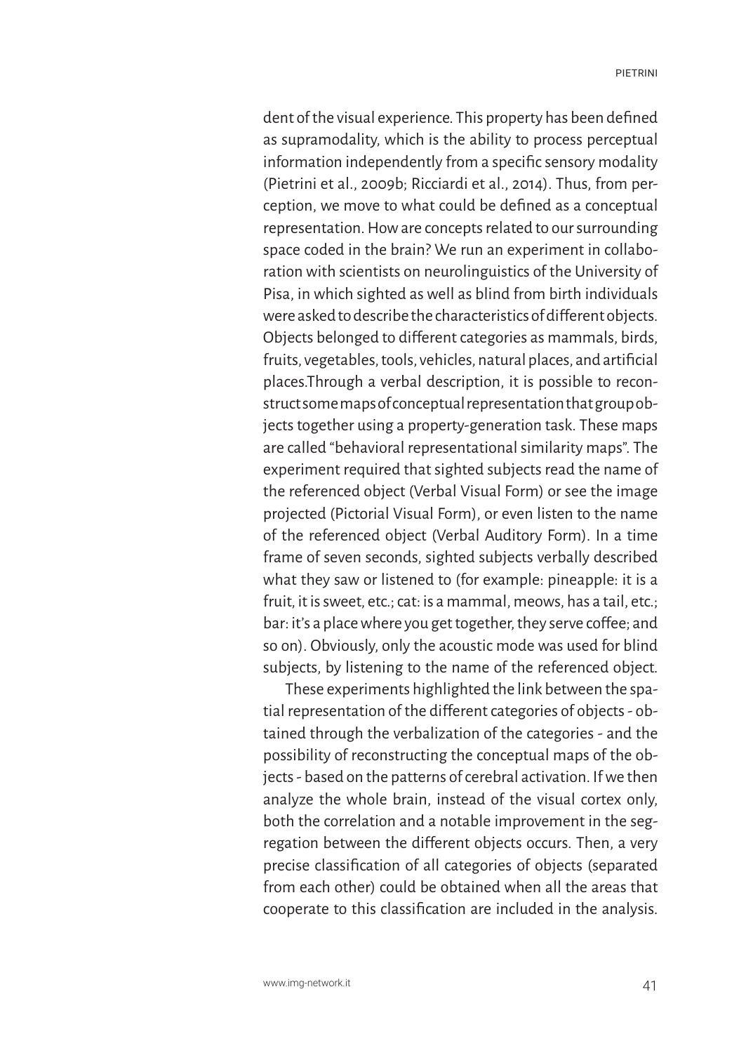dent of the visual experience. This property has been defined as supramodality, which is the ability to process perceptual information independently from a specific sensory modality (Pietrini et al., 2009b; Ricciardi et al., 2014). Thus, from perception, we move to what could be defined as a conceptual representation. How are concepts related to our surrounding space coded in the brain? We run an experiment in collaboration with scientists on neurolinguistics of the University of Pisa, in which sighted as well as blind from birth individuals were asked to describe the characteristics of different objects. Objects belonged to different categories as mammals, birds, fruits, vegetables, tools, vehicles, natural places, and artificial places.Through a verbal description, it is possible to reconstruct some maps of conceptual representation that group objects together using a property-generation task. These maps are called "behavioral representational similarity maps". The experiment required that sighted subjects read the name of the referenced object (Verbal Visual Form) or see the image projected (Pictorial Visual Form), or even listen to the name of the referenced object (Verbal Auditory Form). In a time frame of seven seconds, sighted subjects verbally described what they saw or listened to (for example: pineapple: it is a fruit, it is sweet, etc.; cat: is a mammal, meows, has a tail, etc.; bar: it's a place where you get together, they serve coffee; and so on). Obviously, only the acoustic mode was used for blind subjects, by listening to the name of the referenced object.

These experiments highlighted the link between the spatial representation of the different categories of objects - obtained through the verbalization of the categories - and the possibility of reconstructing the conceptual maps of the objects - based on the patterns of cerebral activation. If we then analyze the whole brain, instead of the visual cortex only, both the correlation and a notable improvement in the segregation between the different objects occurs. Then, a very precise classification of all categories of objects (separated from each other) could be obtained when all the areas that cooperate to this classification are included in the analysis.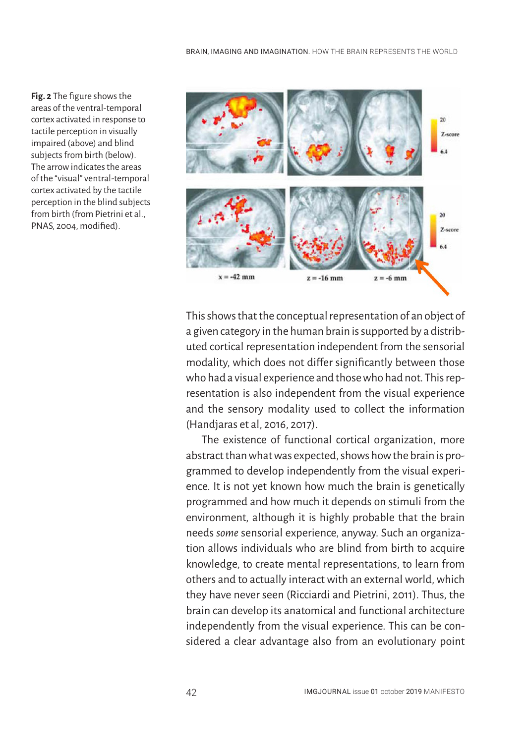**Fig. 2** The figure shows the areas of the ventral-temporal cortex activated in response to tactile perception in visually impaired (above) and blind subjects from birth (below). The arrow indicates the areas of the "visual" ventral-temporal cortex activated by the tactile perception in the blind subjects from birth (from Pietrini et al., PNAS, 2004, modified).

This shows that the conceptual representation of an object of a given category in the human brain is supported by a distributed cortical representation independent from the sensorial modality, which does not differ significantly between those who had a visual experience and those who had not. This representation is also independent from the visual experience and the sensory modality used to collect the information (Handjaras et al, 2016, 2017).

The existence of functional cortical organization, more abstract than what was expected, shows how the brain is programmed to develop independently from the visual experience. It is not yet known how much the brain is genetically programmed and how much it depends on stimuli from the environment, although it is highly probable that the brain needs *some* sensorial experience, anyway. Such an organization allows individuals who are blind from birth to acquire knowledge, to create mental representations, to learn from others and to actually interact with an external world, which they have never seen (Ricciardi and Pietrini, 2011). Thus, the brain can develop its anatomical and functional architecture independently from the visual experience. This can be considered a clear advantage also from an evolutionary point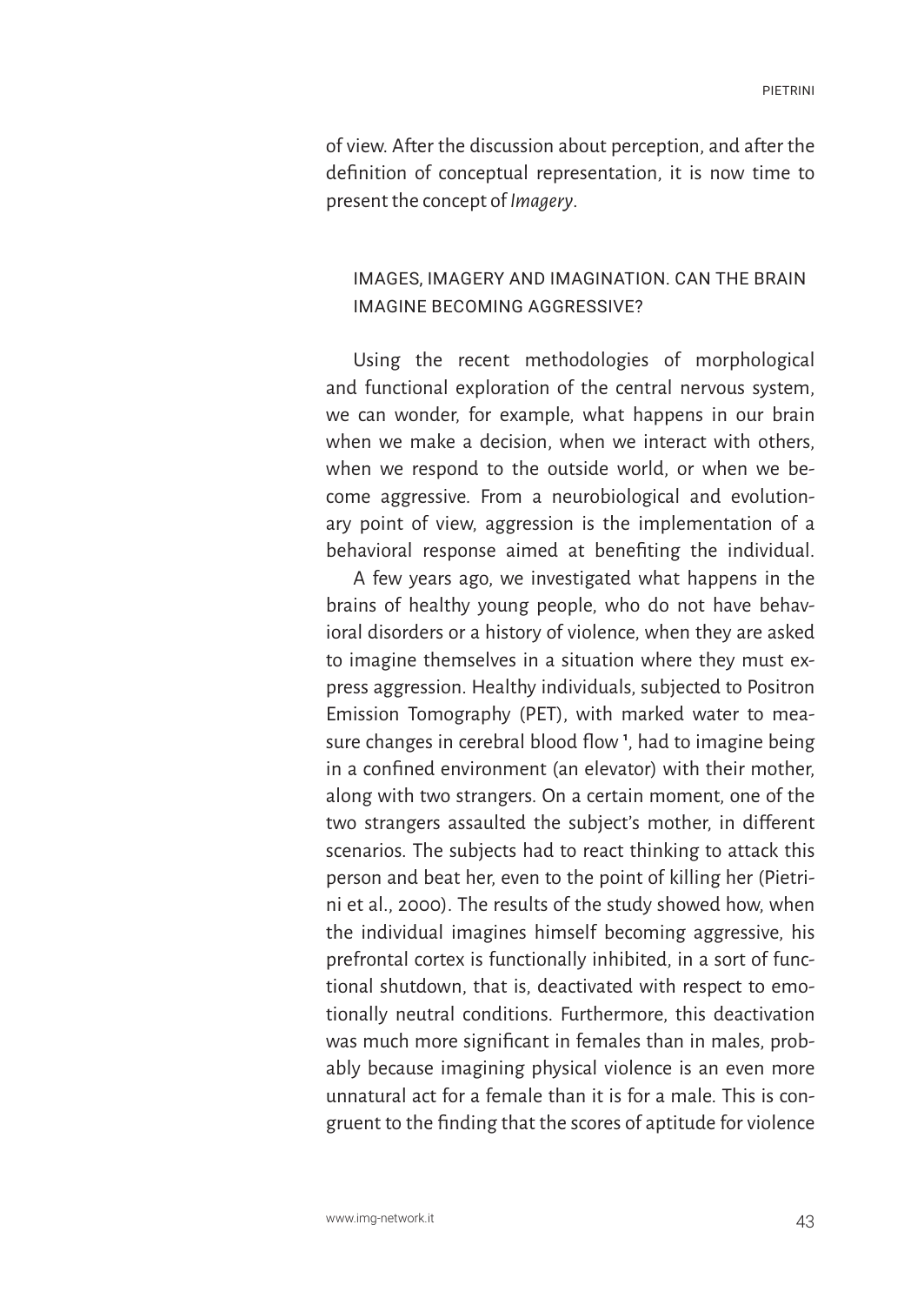of view. After the discussion about perception, and after the definition of conceptual representation, it is now time to present the concept of *Imagery*.

## IMAGES, IMAGERY AND IMAGINATION. CAN THE BRAIN IMAGINE BECOMING AGGRESSIVE?

Using the recent methodologies of morphological and functional exploration of the central nervous system, we can wonder, for example, what happens in our brain when we make a decision, when we interact with others, when we respond to the outside world, or when we become aggressive. From a neurobiological and evolutionary point of view, aggression is the implementation of a behavioral response aimed at benefiting the individual.

A few years ago, we investigated what happens in the brains of healthy young people, who do not have behavioral disorders or a history of violence, when they are asked to imagine themselves in a situation where they must express aggression. Healthy individuals, subjected to Positron Emission Tomography (PET), with marked water to measure changes in cerebral blood flow [1], had to imagine being in a confined environment (an elevator) with their mother, along with two strangers. On a certain moment, one of the two strangers assaulted the subject's mother, in different scenarios. The subjects had to react thinking to attack this person and beat her, even to the point of killing her (Pietrini et al., 2000). The results of the study showed how, when the individual imagines himself becoming aggressive, his prefrontal cortex is functionally inhibited, in a sort of functional shutdown, that is, deactivated with respect to emotionally neutral conditions. Furthermore, this deactivation was much more significant in females than in males, probably because imagining physical violence is an even more unnatural act for a female than it is for a male. This is congruent to the finding that the scores of aptitude for violence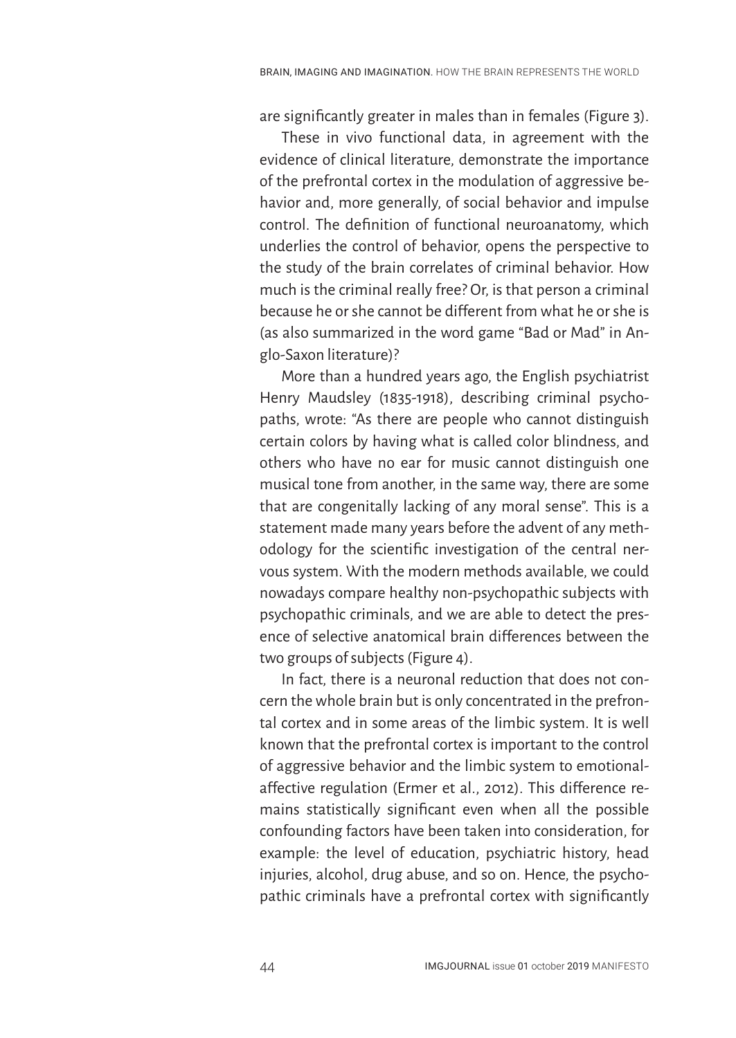are significantly greater in males than in females (Figure 3).

These in vivo functional data, in agreement with the evidence of clinical literature, demonstrate the importance of the prefrontal cortex in the modulation of aggressive behavior and, more generally, of social behavior and impulse control. The definition of functional neuroanatomy, which underlies the control of behavior, opens the perspective to the study of the brain correlates of criminal behavior. How much is the criminal really free? Or, is that person a criminal because he or she cannot be different from what he or she is (as also summarized in the word game "Bad or Mad" in Anglo-Saxon literature)?

More than a hundred years ago, the English psychiatrist Henry Maudsley (1835-1918), describing criminal psychopaths, wrote: "As there are people who cannot distinguish certain colors by having what is called color blindness, and others who have no ear for music cannot distinguish one musical tone from another, in the same way, there are some that are congenitally lacking of any moral sense". This is a statement made many years before the advent of any methodology for the scientific investigation of the central nervous system. With the modern methods available, we could nowadays compare healthy non-psychopathic subjects with psychopathic criminals, and we are able to detect the presence of selective anatomical brain differences between the two groups of subjects (Figure 4).

In fact, there is a neuronal reduction that does not concern the whole brain but is only concentrated in the prefrontal cortex and in some areas of the limbic system. It is well known that the prefrontal cortex is important to the control of aggressive behavior and the limbic system to emotional-affective regulation (Ermer et al., 2012). This difference remains statistically significant even when all the possible confounding factors have been taken into consideration, for example: the level of education, psychiatric history, head injuries, alcohol, drug abuse, and so on. Hence, the psychopathic criminals have a prefrontal cortex with significantly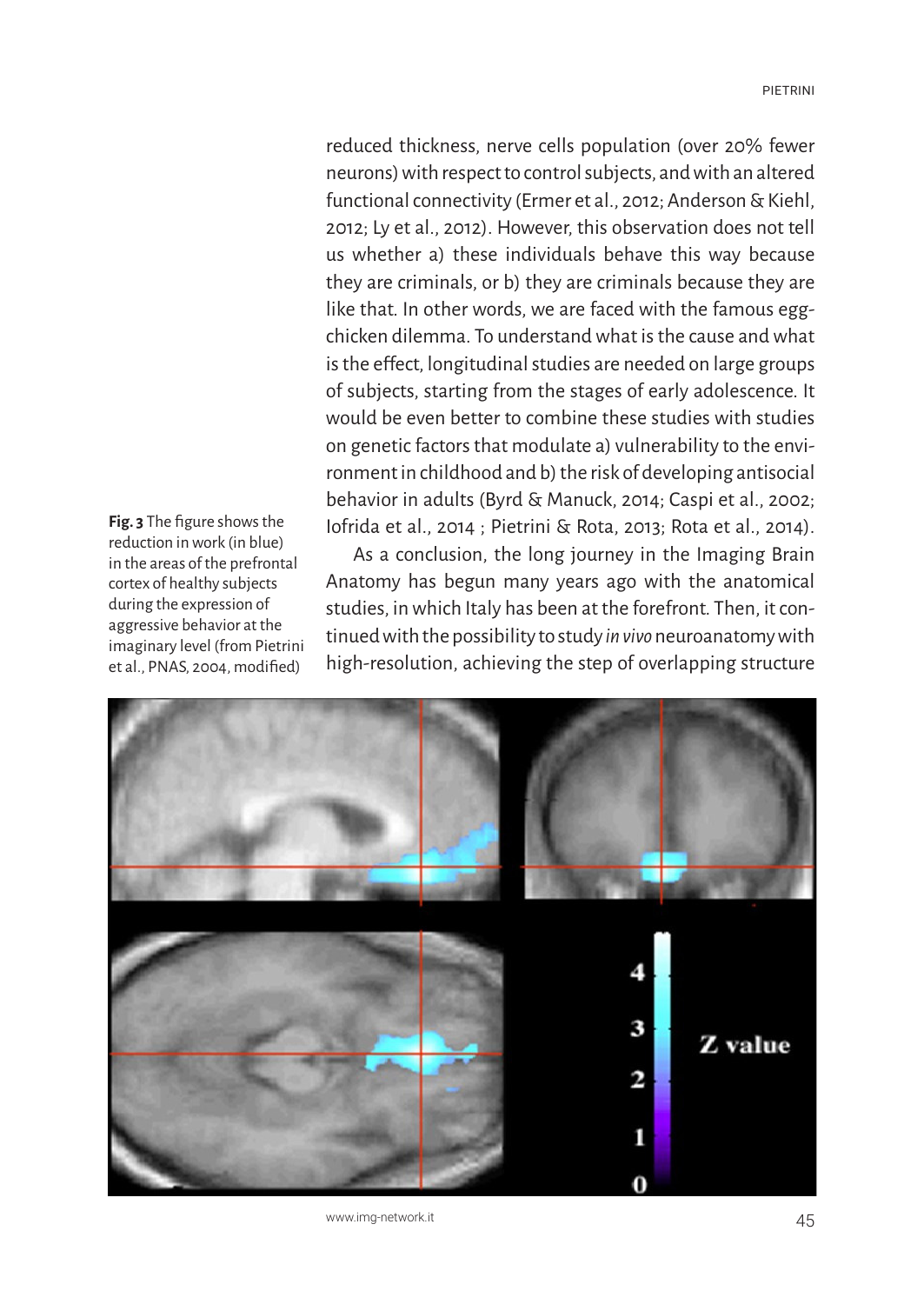reduced thickness, nerve cells population (over 20% fewer neurons) with respect to control subjects, and with an altered functional connectivity (Ermer et al., 2012; Anderson & Kiehl, 2012; Ly et al., 2012). However, this observation does not tell us whether a) these individuals behave this way because they are criminals, or b) they are criminals because they are like that. In other words, we are faced with the famous egg-chicken dilemma. To understand what is the cause and what is the effect, longitudinal studies are needed on large groups of subjects, starting from the stages of early adolescence. It would be even better to combine these studies with studies on genetic factors that modulate a) vulnerability to the environment in childhood and b) the risk of developing antisocial behavior in adults (Byrd & Manuck, 2014; Caspi et al., 2002; Iofrida et al., 2014 ; Pietrini & Rota, 2013; Rota et al., 2014).

As a conclusion, the long journey in the Imaging Brain Anatomy has begun many years ago with the anatomical studies, in which Italy has been at the forefront. Then, it continued with the possibility to study *in vivo* neuroanatomy with high-resolution, achieving the step of overlapping structure

**Fig. 3** The figure shows the reduction in work (in blue) in the areas of the prefrontal cortex of healthy subjects during the expression of aggressive behavior at the imaginary level (from Pietrini et al., PNAS, 2004, modified)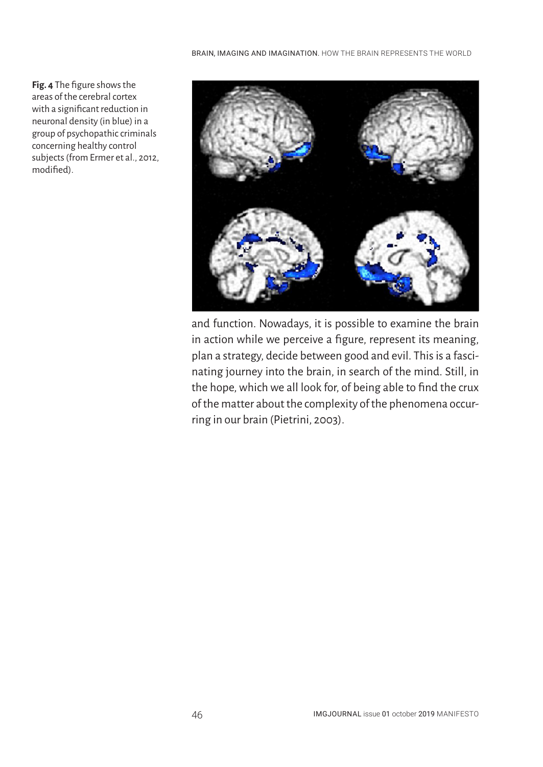**Fig. 4** The figure shows the areas of the cerebral cortex with a significant reduction in neuronal density (in blue) in a group of psychopathic criminals concerning healthy control subjects (from Ermer et al., 2012, modified).

and function. Nowadays, it is possible to examine the brain in action while we perceive a figure, represent its meaning, plan a strategy, decide between good and evil. This is a fascinating journey into the brain, in search of the mind. Still, in the hope, which we all look for, of being able to find the crux of the matter about the complexity of the phenomena occurring in our brain (Pietrini, 2003).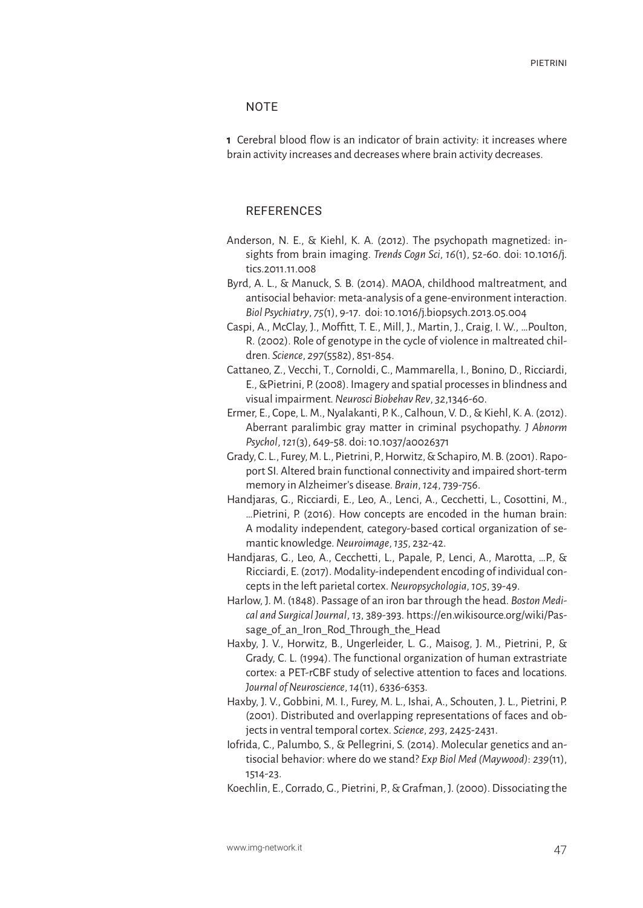## NOTE

**1** Cerebral blood flow is an indicator of brain activity: it increases where brain activity increases and decreases where brain activity decreases.

## REFERENCES

Anderson, N. E., & Kiehl, K. A. (2012). The psychopath magnetized: insights from brain imaging. *Trends Cogn Sci*, *16*(1), 52-60. doi: 10.1016/j.tics.2011.11.008

Byrd, A. L., & Manuck, S. B. (2014). MAOA, childhood maltreatment, and antisocial behavior: meta-analysis of a gene-environment interaction. *Biol Psychiatry*, *75*(1), 9-17. doi: 10.1016/j.biopsych.2013.05.004

Caspi, A., McClay, J., Moffitt, T. E., Mill, J., Martin, J., Craig, I. W., …Poulton, R. (2002). Role of genotype in the cycle of violence in maltreated children. *Science*, *297*(5582), 851-854.

Cattaneo, Z., Vecchi, T., Cornoldi, C., Mammarella, I., Bonino, D., Ricciardi, E., &Pietrini, P. (2008). Imagery and spatial processes in blindness and visual impairment. *Neurosci Biobehav Rev*, *32*,1346-60.

Ermer, E., Cope, L. M., Nyalakanti, P. K., Calhoun, V. D., & Kiehl, K. A. (2012). Aberrant paralimbic gray matter in criminal psychopathy. *J Abnorm Psychol*, *121*(3), 649-58. doi: 10.1037/a0026371

Grady, C. L., Furey, M. L., Pietrini, P., Horwitz, & Schapiro, M. B. (2001). Rapoport SI. Altered brain functional connectivity and impaired short-term memory in Alzheimer's disease. *Brain*, *124*, 739-756.

Handjaras, G., Ricciardi, E., Leo, A., Lenci, A., Cecchetti, L., Cosottini, M., …Pietrini, P. (2016). How concepts are encoded in the human brain: A modality independent, category-based cortical organization of semantic knowledge. *Neuroimage*, *135*, 232-42.

Handjaras, G., Leo, A., Cecchetti, L., Papale, P., Lenci, A., Marotta, …P., & Ricciardi, E. (2017). Modality-independent encoding of individual concepts in the left parietal cortex. *Neuropsychologia*, *105*, 39-49.

Harlow, J. M. (1848). Passage of an iron bar through the head. *Boston Medical and Surgical Journal*, *13*, 389-393. https://en.wikisource.org/wiki/Passage_of_an_Iron_Rod_Through_the_Head

Haxby, J. V., Horwitz, B., Ungerleider, L. G., Maisog, J. M., Pietrini, P., & Grady, C. L. (1994). The functional organization of human extrastriate cortex: a PET-rCBF study of selective attention to faces and locations. *Journal of Neuroscience*, *14*(11), 6336-6353.

Haxby, J. V., Gobbini, M. I., Furey, M. L., Ishai, A., Schouten, J. L., Pietrini, P. (2001). Distributed and overlapping representations of faces and objects in ventral temporal cortex. *Science*, *293*, 2425-2431.

Iofrida, C., Palumbo, S., & Pellegrini, S. (2014). Molecular genetics and antisocial behavior: where do we stand? *Exp Biol Med (Maywood)*: *239*(11), 1514-23.

Koechlin, E., Corrado, G., Pietrini, P., & Grafman, J. (2000). Dissociating the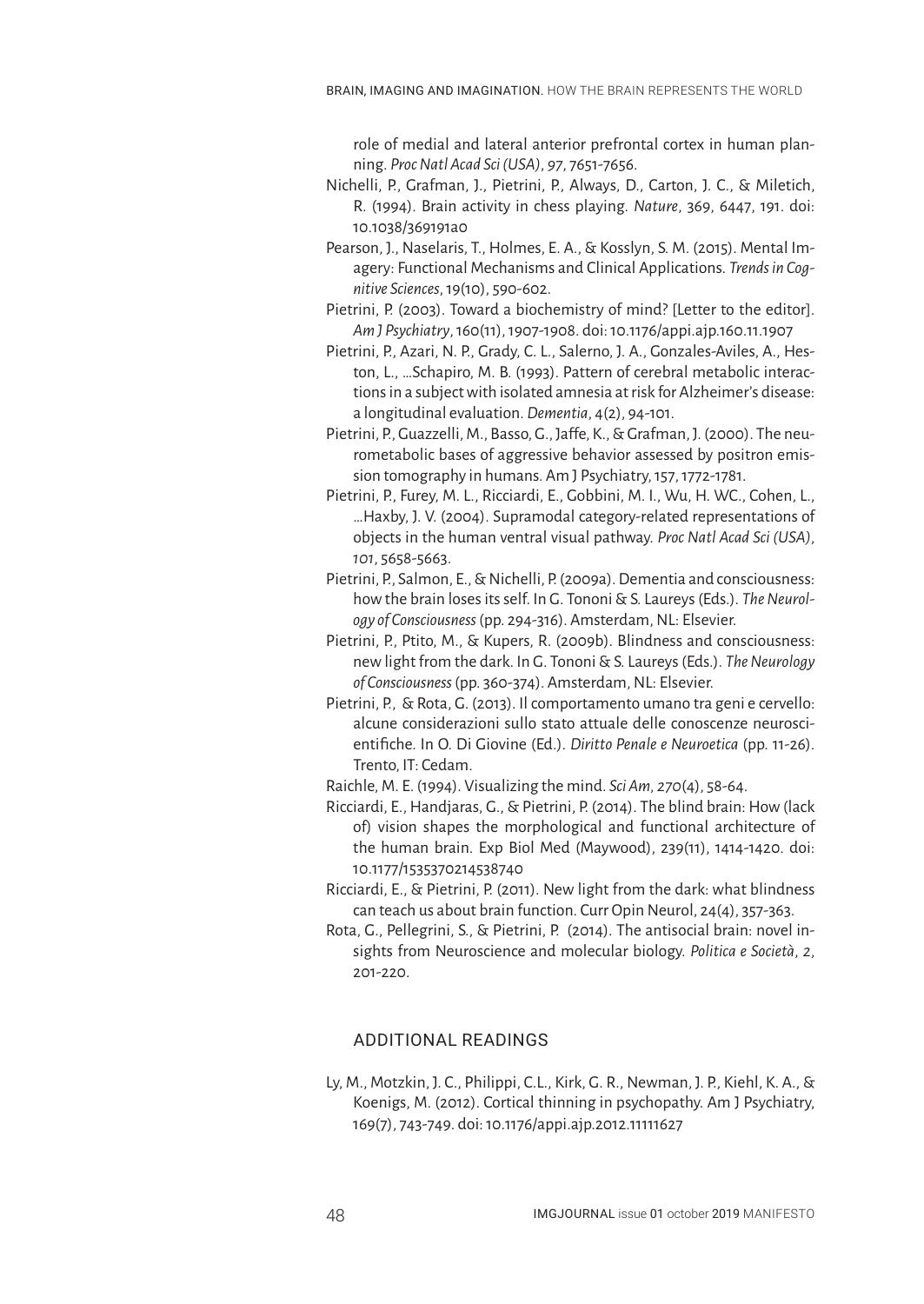role of medial and lateral anterior prefrontal cortex in human planning. *Proc Natl Acad Sci (USA)*, *97*, 7651-7656.

Nichelli, P., Grafman, J., Pietrini, P., Always, D., Carton, J. C., & Miletich, R. (1994). Brain activity in chess playing. *Nature*, 369, 6447, 191. doi: 10.1038/369191a0

Pearson, J., Naselaris, T., Holmes, E. A., & Kosslyn, S. M. (2015). Mental Imagery: Functional Mechanisms and Clinical Applications. *Trends in Cognitive Sciences*, 19(10), 590-602.

Pietrini, P. (2003). Toward a biochemistry of mind? [Letter to the editor]. *Am J Psychiatry*, 160(11), 1907-1908. doi: 10.1176/appi.ajp.160.11.1907

Pietrini, P., Azari, N. P., Grady, C. L., Salerno, J. A., Gonzales-Aviles, A., Heston, L., …Schapiro, M. B. (1993). Pattern of cerebral metabolic interactions in a subject with isolated amnesia at risk for Alzheimer's disease: a longitudinal evaluation. *Dementia*, 4(2), 94-101.

Pietrini, P., Guazzelli, M., Basso, G., Jaffe, K., & Grafman, J. (2000). The neurometabolic bases of aggressive behavior assessed by positron emission tomography in humans. Am J Psychiatry, 157, 1772-1781.

Pietrini, P., Furey, M. L., Ricciardi, E., Gobbini, M. I., Wu, H. WC., Cohen, L., …Haxby, J. V. (2004). Supramodal category-related representations of objects in the human ventral visual pathway. *Proc Natl Acad Sci (USA)*, *101*, 5658-5663.

Pietrini, P., Salmon, E., & Nichelli, P. (2009a). Dementia and consciousness: how the brain loses its self. In G. Tononi & S. Laureys (Eds.). *The Neurology of Consciousness* (pp. 294-316). Amsterdam, NL: Elsevier.

Pietrini, P., Ptito, M., & Kupers, R. (2009b). Blindness and consciousness: new light from the dark. In G. Tononi & S. Laureys (Eds.). *The Neurology of Consciousness* (pp. 360-374). Amsterdam, NL: Elsevier.

Pietrini, P., & Rota, G. (2013). Il comportamento umano tra geni e cervello: alcune considerazioni sullo stato attuale delle conoscenze neuroscientifiche. In O. Di Giovine (Ed.). *Diritto Penale e Neuroetica* (pp. 11-26). Trento, IT: Cedam.

Raichle, M. E. (1994). Visualizing the mind. *Sci Am*, *270*(4), 58-64.

Ricciardi, E., Handjaras, G., & Pietrini, P. (2014). The blind brain: How (lack of) vision shapes the morphological and functional architecture of the human brain. Exp Biol Med (Maywood), 239(11), 1414-1420. doi: 10.1177/1535370214538740

Ricciardi, E., & Pietrini, P. (2011). New light from the dark: what blindness can teach us about brain function. Curr Opin Neurol, 24(4), 357-363.

Rota, G., Pellegrini, S., & Pietrini, P. (2014). The antisocial brain: novel insights from Neuroscience and molecular biology. *Politica e Società*, *2*, 201-220.

## ADDITIONAL READINGS

Ly, M., Motzkin, J. C., Philippi, C.L., Kirk, G. R., Newman, J. P., Kiehl, K. A., & Koenigs, M. (2012). Cortical thinning in psychopathy. Am J Psychiatry, 169(7), 743-749. doi: 10.1176/appi.ajp.2012.11111627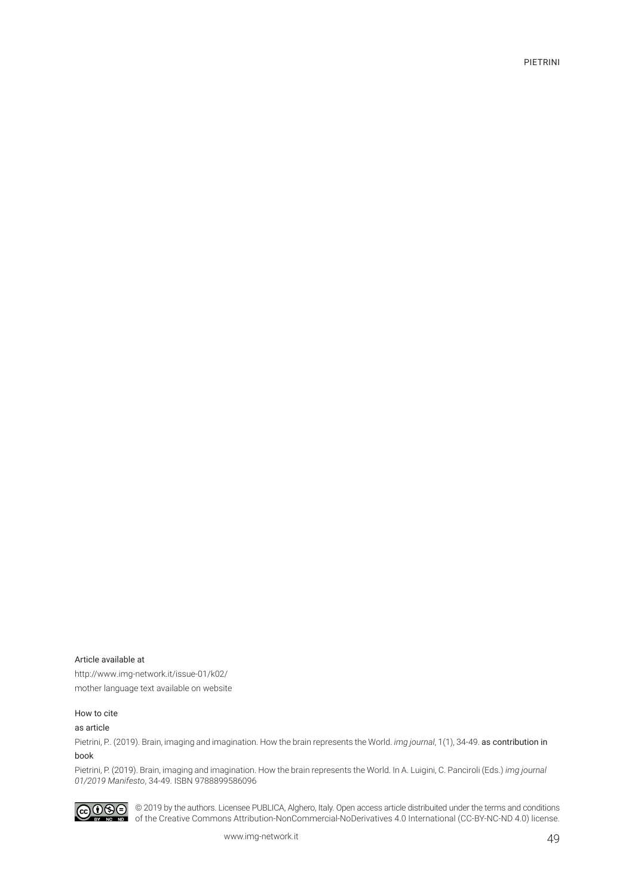Article available at

http://www.img-network.it/issue-01/k02/

mother language text available on website

How to cite

as article

Pietrini, P.. (2019). Brain, imaging and imagination. How the brain represents the World. *img journal*, 1(1), 34-49. as contribution in book

Pietrini, P. (2019). Brain, imaging and imagination. How the brain represents the World. In A. Luigini, C. Panciroli (Eds.) *img journal 01/2019 Manifesto*, 34-49. ISBN 9788899586096

© 2019 by the authors. Licensee PUBLICA, Alghero, Italy. Open access article distribuited under the terms and conditions of the Creative Commons Attribution-NonCommercial-NoDerivatives 4.0 International (CC-BY-NC-ND 4.0) license.